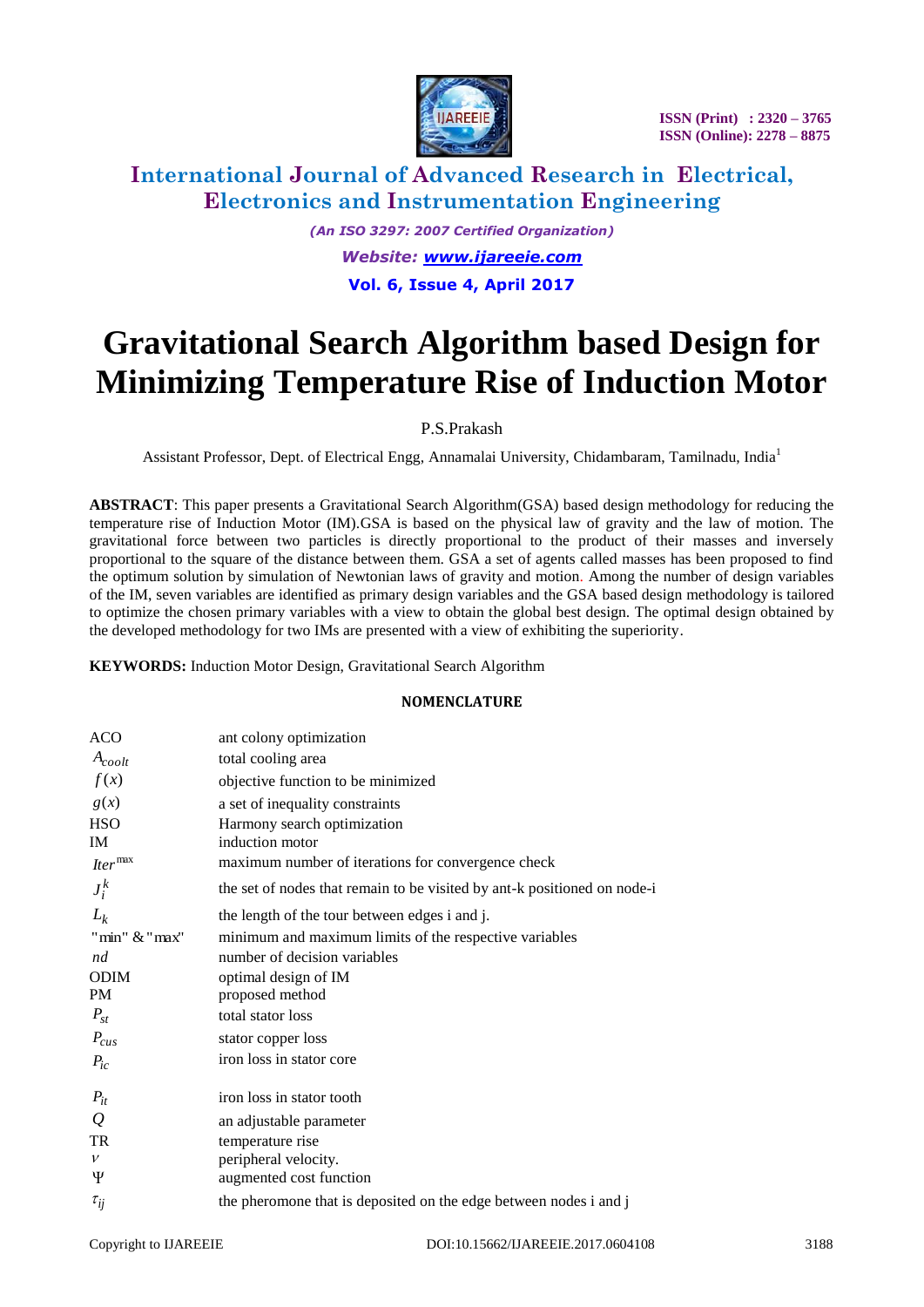ISSN (Print) : 2320 – 3765
ISSN (Online): 2278 – 8875

# International Journal of Advanced Research in Electrical, Electronics and Instrumentation Engineering

*(An ISO 3297: 2007 Certified Organization)*

*Website: www.ijareeie.com*

**Vol. 6, Issue 4, April 2017**

# Gravitational Search Algorithm based Design for Minimizing Temperature Rise of Induction Motor

P.S.Prakash

Assistant Professor, Dept. of Electrical Engg, Annamalai University, Chidambaram, Tamilnadu, India[1]

**ABSTRACT**: This paper presents a Gravitational Search Algorithm(GSA) based design methodology for reducing the temperature rise of Induction Motor (IM).GSA is based on the physical law of gravity and the law of motion. The gravitational force between two particles is directly proportional to the product of their masses and inversely proportional to the square of the distance between them. GSA a set of agents called masses has been proposed to find the optimum solution by simulation of Newtonian laws of gravity and motion. Among the number of design variables of the IM, seven variables are identified as primary design variables and the GSA based design methodology is tailored to optimize the chosen primary variables with a view to obtain the global best design. The optimal design obtained by the developed methodology for two IMs are presented with a view of exhibiting the superiority.

**KEYWORDS:** Induction Motor Design, Gravitational Search Algorithm

## NOMENCLATURE

| | |
|---|---|
| ACO | ant colony optimization |
| $A_{coolt}$ | total cooling area |
| $f(x)$ | objective function to be minimized |
| $g(x)$ | a set of inequality constraints |
| HSO | Harmony search optimization |
| IM | induction motor |
| $Iter^{\max}$ | maximum number of iterations for convergence check |
| $J_i^k$ | the set of nodes that remain to be visited by ant-k positioned on node-i |
| $L_k$ | the length of the tour between edges i and j. |
| "min" & "max" | minimum and maximum limits of the respective variables |
| $nd$ | number of decision variables |
| ODIM | optimal design of IM |
| PM | proposed method |
| $P_{st}$ | total stator loss |
| $P_{cus}$ | stator copper loss |
| $P_{ic}$ | iron loss in stator core |
| $P_{it}$ | iron loss in stator tooth |
| $Q$ | an adjustable parameter |
| TR | temperature rise |
| $v$ | peripheral velocity. |
| $\Psi$ | augmented cost function |
| $\tau_{ij}$ | the pheromone that is deposited on the edge between nodes i and j |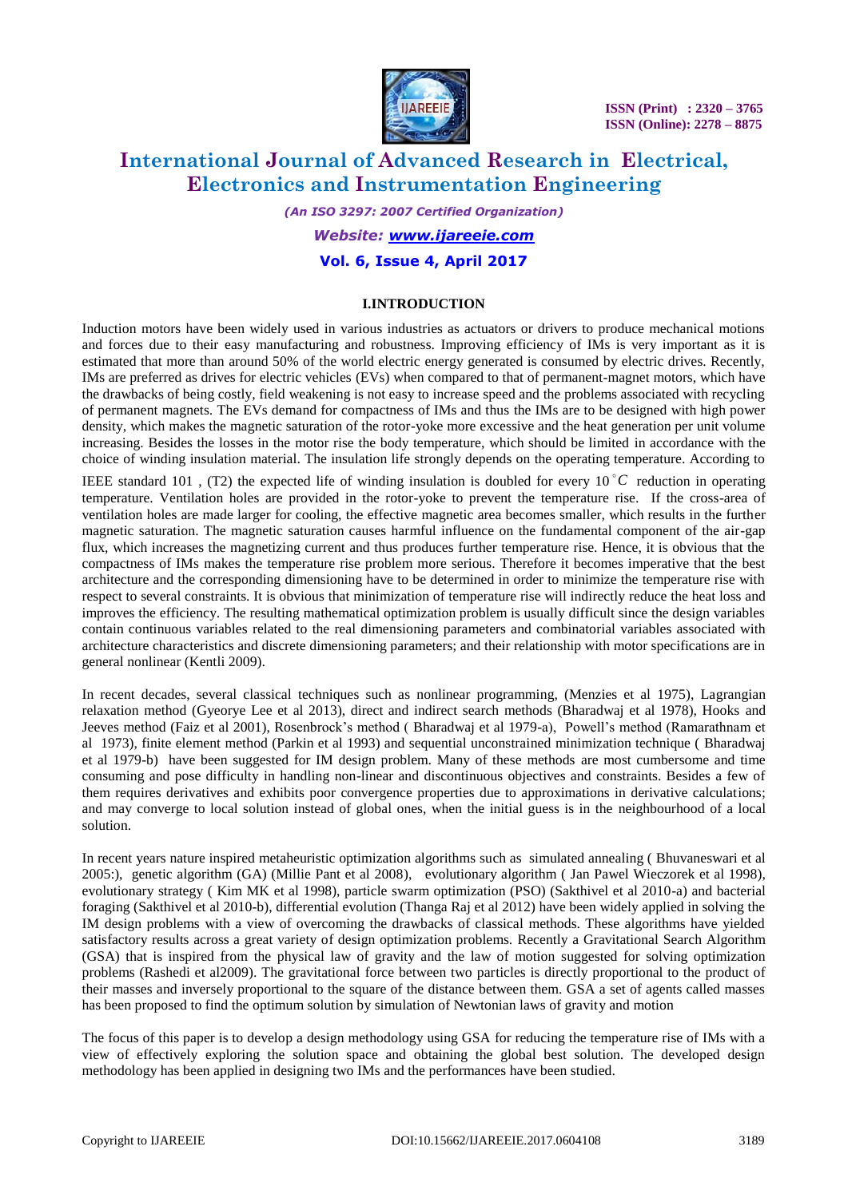## I.INTRODUCTION

Induction motors have been widely used in various industries as actuators or drivers to produce mechanical motions and forces due to their easy manufacturing and robustness. Improving efficiency of IMs is very important as it is estimated that more than around 50% of the world electric energy generated is consumed by electric drives. Recently, IMs are preferred as drives for electric vehicles (EVs) when compared to that of permanent-magnet motors, which have the drawbacks of being costly, field weakening is not easy to increase speed and the problems associated with recycling of permanent magnets. The EVs demand for compactness of IMs and thus the IMs are to be designed with high power density, which makes the magnetic saturation of the rotor-yoke more excessive and the heat generation per unit volume increasing. Besides the losses in the motor rise the body temperature, which should be limited in accordance with the choice of winding insulation material. The insulation life strongly depends on the operating temperature. According to IEEE standard 101 , (T2) the expected life of winding insulation is doubled for every $10^{\circ}C$ reduction in operating temperature. Ventilation holes are provided in the rotor-yoke to prevent the temperature rise. If the cross-area of ventilation holes are made larger for cooling, the effective magnetic area becomes smaller, which results in the further magnetic saturation. The magnetic saturation causes harmful influence on the fundamental component of the air-gap flux, which increases the magnetizing current and thus produces further temperature rise. Hence, it is obvious that the compactness of IMs makes the temperature rise problem more serious. Therefore it becomes imperative that the best architecture and the corresponding dimensioning have to be determined in order to minimize the temperature rise with respect to several constraints. It is obvious that minimization of temperature rise will indirectly reduce the heat loss and improves the efficiency. The resulting mathematical optimization problem is usually difficult since the design variables contain continuous variables related to the real dimensioning parameters and combinatorial variables associated with architecture characteristics and discrete dimensioning parameters; and their relationship with motor specifications are in general nonlinear (Kentli 2009).

In recent decades, several classical techniques such as nonlinear programming, (Menzies et al 1975), Lagrangian relaxation method (Gyeorye Lee et al 2013), direct and indirect search methods (Bharadwaj et al 1978), Hooks and Jeeves method (Faiz et al 2001), Rosenbrock's method ( Bharadwaj et al 1979-a), Powell's method (Ramarathnam et al 1973), finite element method (Parkin et al 1993) and sequential unconstrained minimization technique ( Bharadwaj et al 1979-b) have been suggested for IM design problem. Many of these methods are most cumbersome and time consuming and pose difficulty in handling non-linear and discontinuous objectives and constraints. Besides a few of them requires derivatives and exhibits poor convergence properties due to approximations in derivative calculations; and may converge to local solution instead of global ones, when the initial guess is in the neighbourhood of a local solution.

In recent years nature inspired metaheuristic optimization algorithms such as simulated annealing ( Bhuvaneswari et al 2005:), genetic algorithm (GA) (Millie Pant et al 2008), evolutionary algorithm ( Jan Pawel Wieczorek et al 1998), evolutionary strategy ( Kim MK et al 1998), particle swarm optimization (PSO) (Sakthivel et al 2010-a) and bacterial foraging (Sakthivel et al 2010-b), differential evolution (Thanga Raj et al 2012) have been widely applied in solving the IM design problems with a view of overcoming the drawbacks of classical methods. These algorithms have yielded satisfactory results across a great variety of design optimization problems. Recently a Gravitational Search Algorithm (GSA) that is inspired from the physical law of gravity and the law of motion suggested for solving optimization problems (Rashedi et al2009). The gravitational force between two particles is directly proportional to the product of their masses and inversely proportional to the square of the distance between them. GSA a set of agents called masses has been proposed to find the optimum solution by simulation of Newtonian laws of gravity and motion

The focus of this paper is to develop a design methodology using GSA for reducing the temperature rise of IMs with a view of effectively exploring the solution space and obtaining the global best solution. The developed design methodology has been applied in designing two IMs and the performances have been studied.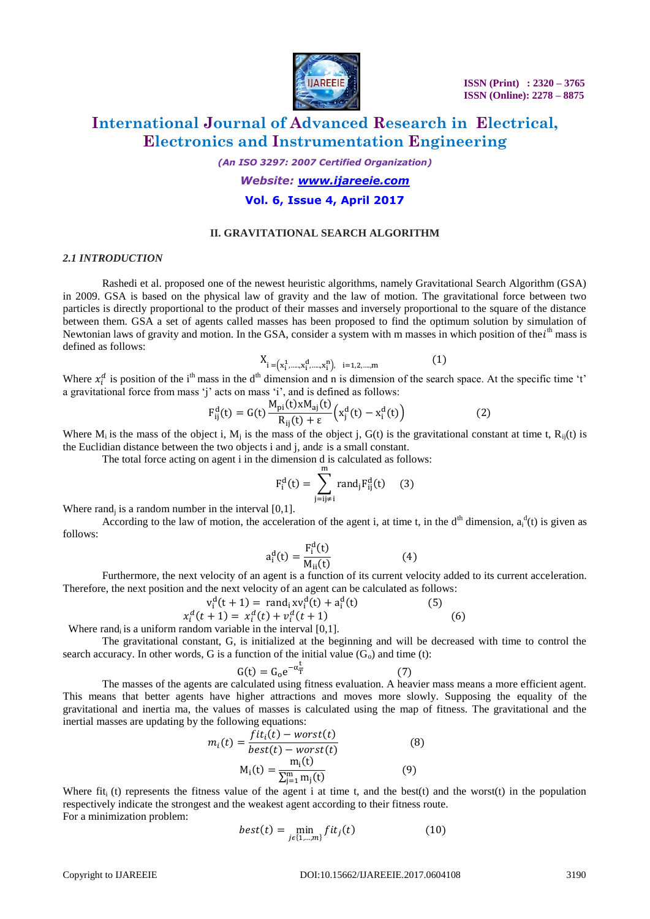## II. GRAVITATIONAL SEARCH ALGORITHM

### *2.1 INTRODUCTION*

Rashedi et al. proposed one of the newest heuristic algorithms, namely Gravitational Search Algorithm (GSA) in 2009. GSA is based on the physical law of gravity and the law of motion. The gravitational force between two particles is directly proportional to the product of their masses and inversely proportional to the square of the distance between them. GSA a set of agents called masses has been proposed to find the optimum solution by simulation of Newtonian laws of gravity and motion. In the GSA, consider a system with m masses in which position of the $i^{th}$ mass is defined as follows:

$$X_{i=\left(x_i^1,\ldots,x_i^d,\ldots,x_i^n\right),\quad i=1,2,\ldots,m} \qquad (1)$$

Where $x_i^d$ is position of the $i^{th}$ mass in the $d^{th}$ dimension and n is dimension of the search space. At the specific time 't' a gravitational force from mass 'j' acts on mass 'i', and is defined as follows:

$$F_{ij}^d(t) = G(t)\frac{M_{pi}(t) x M_{aj}(t)}{R_{ij}(t) + \varepsilon}\left(x_j^d(t) - x_i^d(t)\right) \qquad (2)$$

Where $M_i$ is the mass of the object i, $M_j$ is the mass of the object j, G(t) is the gravitational constant at time t, $R_{ij}(t)$ is the Euclidian distance between the two objects i and j, and $\varepsilon$ is a small constant.

The total force acting on agent i in the dimension d is calculated as follows:

$$F_i^d(t) = \sum_{j=1 j\neq i}^{m} rand_j F_{ij}^d(t) \qquad (3)$$

Where $rand_j$ is a random number in the interval [0,1].

According to the law of motion, the acceleration of the agent i, at time t, in the $d^{th}$ dimension, $a_i^d(t)$ is given as follows:

$$a_i^d(t) = \frac{F_i^d(t)}{M_{ii}(t)} \qquad (4)$$

Furthermore, the next velocity of an agent is a function of its current velocity added to its current acceleration. Therefore, the next position and the next velocity of an agent can be calculated as follows:

$$v_i^d(t+1) = rand_i x v_i^d(t) + a_i^d(t) \qquad (5)$$

$$x_i^d(t+1) = x_i^d(t) + v_i^d(t+1) \qquad (6)$$

Where $rand_i$ is a uniform random variable in the interval [0,1].

The gravitational constant, G, is initialized at the beginning and will be decreased with time to control the search accuracy. In other words, G is a function of the initial value ($G_o$) and time (t):

$$G(t) = G_o e^{-\alpha\frac{t}{T}} \qquad (7)$$

The masses of the agents are calculated using fitness evaluation. A heavier mass means a more efficient agent. This means that better agents have higher attractions and moves more slowly. Supposing the equality of the gravitational and inertia ma, the values of masses is calculated using the map of fitness. The gravitational and the inertial masses are updating by the following equations:

$$m_i(t) = \frac{fit_i(t) - worst(t)}{best(t) - worst(t)} \qquad (8)$$

$$M_i(t) = \frac{m_i(t)}{\sum_{j=1}^{m} m_j(t)} \qquad (9)$$

Where $fit_i(t)$ represents the fitness value of the agent i at time t, and the best(t) and the worst(t) in the population respectively indicate the strongest and the weakest agent according to their fitness route.

For a minimization problem:

$$best(t) = \min_{j\epsilon\{1,\ldots,m\}} fit_j(t) \qquad (10)$$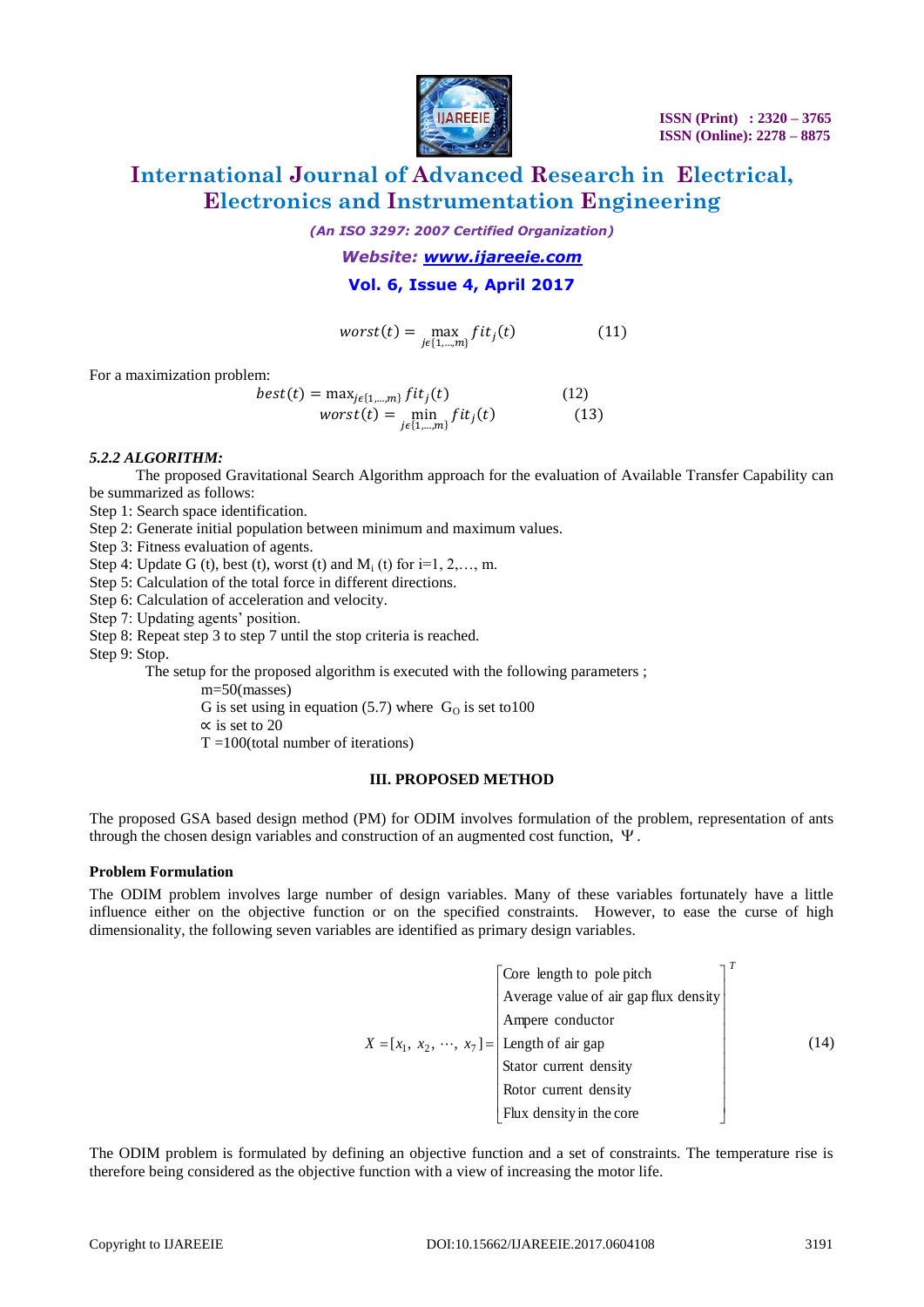$$worst(t) = \max_{j\epsilon\{1,\ldots,m\}} fit_j(t) \qquad (11)$$

For a maximization problem:

$$best(t) = \max_{j\epsilon\{1,\ldots,m\}} fit_j(t) \qquad (12)$$

$$worst(t) = \min_{j\epsilon\{1,\ldots,m\}} fit_j(t) \qquad (13)$$

### *5.2.2 ALGORITHM:*

The proposed Gravitational Search Algorithm approach for the evaluation of Available Transfer Capability can be summarized as follows:

Step 1: Search space identification.
Step 2: Generate initial population between minimum and maximum values.
Step 3: Fitness evaluation of agents.
Step 4: Update G (t), best (t), worst (t) and $M_i$ (t) for i=1, 2,…, m.
Step 5: Calculation of the total force in different directions.
Step 6: Calculation of acceleration and velocity.
Step 7: Updating agents' position.
Step 8: Repeat step 3 to step 7 until the stop criteria is reached.
Step 9: Stop.

The setup for the proposed algorithm is executed with the following parameters ;

m=50(masses)
G is set using in equation (5.7) where $G_O$ is set to100
$\propto$ is set to 20
T =100(total number of iterations)

## III. PROPOSED METHOD

The proposed GSA based design method (PM) for ODIM involves formulation of the problem, representation of ants through the chosen design variables and construction of an augmented cost function, $\Psi$.

**Problem Formulation**

The ODIM problem involves large number of design variables. Many of these variables fortunately have a little influence either on the objective function or on the specified constraints. However, to ease the curse of high dimensionality, the following seven variables are identified as primary design variables.

$$X = [x_1,\ x_2,\ \cdots,\ x_7] = \begin{bmatrix} \text{Core length to pole pitch} \\ \text{Average value of air gap flux density} \\ \text{Ampere conductor} \\ \text{Length of air gap} \\ \text{Stator current density} \\ \text{Rotor current density} \\ \text{Flux density in the core} \end{bmatrix}^T \qquad (14)$$

The ODIM problem is formulated by defining an objective function and a set of constraints. The temperature rise is therefore being considered as the objective function with a view of increasing the motor life.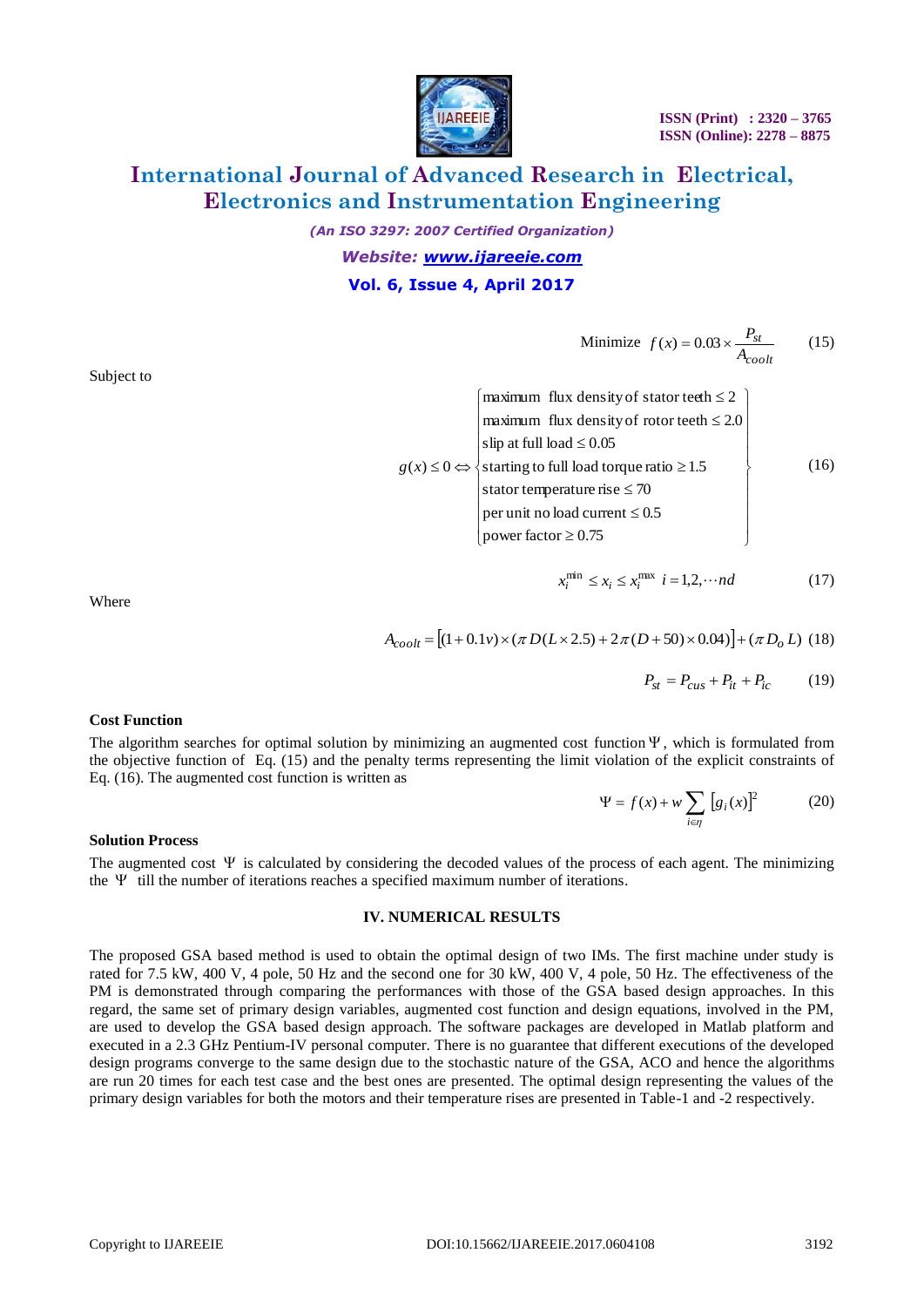$$\text{Minimize } f(x) = 0.03 \times \frac{P_{st}}{A_{coolt}} \quad (15)$$

Subject to

$$g(x) \le 0 \Leftrightarrow \begin{Bmatrix} \text{maximum flux density of stator teeth} \le 2 \\ \text{maximum flux density of rotor teeth} \le 2.0 \\ \text{slip at full load} \le 0.05 \\ \text{starting to full load torque ratio} \ge 1.5 \\ \text{stator temperature rise} \le 70 \\ \text{per unit no load current} \le 0.5 \\ \text{power factor} \ge 0.75 \end{Bmatrix} \quad (16)$$

$$x_i^{\min} \le x_i \le x_i^{\max} \quad i = 1,2,\cdots nd \quad (17)$$

Where

$$A_{coolt} = \left[(1+0.1v) \times (\pi D(L \times 2.5) + 2\pi(D+50) \times 0.04)\right] + (\pi D_o L) \quad (18)$$

$$P_{st} = P_{cus} + P_{it} + P_{ic} \quad (19)$$

**Cost Function**

The algorithm searches for optimal solution by minimizing an augmented cost function $\Psi$, which is formulated from the objective function of Eq. (15) and the penalty terms representing the limit violation of the explicit constraints of Eq. (16). The augmented cost function is written as

$$\Psi = f(x) + w \sum_{i \in \eta} [g_i(x)]^2 \quad (20)$$

**Solution Process**

The augmented cost $\Psi$ is calculated by considering the decoded values of the process of each agent. The minimizing the $\Psi$ till the number of iterations reaches a specified maximum number of iterations.

## IV. NUMERICAL RESULTS

The proposed GSA based method is used to obtain the optimal design of two IMs. The first machine under study is rated for 7.5 kW, 400 V, 4 pole, 50 Hz and the second one for 30 kW, 400 V, 4 pole, 50 Hz. The effectiveness of the PM is demonstrated through comparing the performances with those of the GSA based design approaches. In this regard, the same set of primary design variables, augmented cost function and design equations, involved in the PM, are used to develop the GSA based design approach. The software packages are developed in Matlab platform and executed in a 2.3 GHz Pentium-IV personal computer. There is no guarantee that different executions of the developed design programs converge to the same design due to the stochastic nature of the GSA, ACO and hence the algorithms are run 20 times for each test case and the best ones are presented. The optimal design representing the values of the primary design variables for both the motors and their temperature rises are presented in Table-1 and -2 respectively.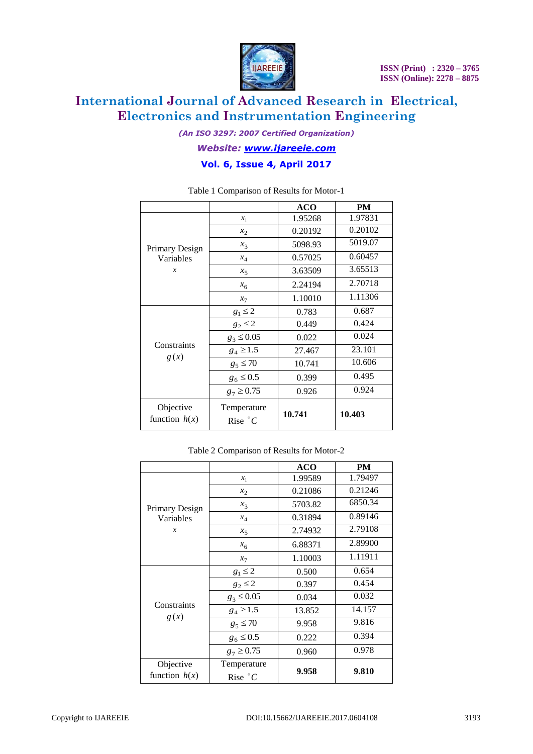Table 1 Comparison of Results for Motor-1

| | | ACO | PM |
|---|---|---|---|
| Primary Design Variables $x$ | $x_1$ | 1.95268 | 1.97831 |
| | $x_2$ | 0.20192 | 0.20102 |
| | $x_3$ | 5098.93 | 5019.07 |
| | $x_4$ | 0.57025 | 0.60457 |
| | $x_5$ | 3.63509 | 3.65513 |
| | $x_6$ | 2.24194 | 2.70718 |
| | $x_7$ | 1.10010 | 1.11306 |
| Constraints $g(x)$ | $g_1 \leq 2$ | 0.783 | 0.687 |
| | $g_2 \leq 2$ | 0.449 | 0.424 |
| | $g_3 \leq 0.05$ | 0.022 | 0.024 |
| | $g_4 \geq 1.5$ | 27.467 | 23.101 |
| | $g_5 \leq 70$ | 10.741 | 10.606 |
| | $g_6 \leq 0.5$ | 0.399 | 0.495 |
| | $g_7 \geq 0.75$ | 0.926 | 0.924 |
| Objective function $h(x)$ | Temperature Rise $^{\circ}C$ | **10.741** | **10.403** |

Table 2 Comparison of Results for Motor-2

| | | ACO | PM |
|---|---|---|---|
| Primary Design Variables $x$ | $x_1$ | 1.99589 | 1.79497 |
| | $x_2$ | 0.21086 | 0.21246 |
| | $x_3$ | 5703.82 | 6850.34 |
| | $x_4$ | 0.31894 | 0.89146 |
| | $x_5$ | 2.74932 | 2.79108 |
| | $x_6$ | 6.88371 | 2.89900 |
| | $x_7$ | 1.10003 | 1.11911 |
| Constraints $g(x)$ | $g_1 \leq 2$ | 0.500 | 0.654 |
| | $g_2 \leq 2$ | 0.397 | 0.454 |
| | $g_3 \leq 0.05$ | 0.034 | 0.032 |
| | $g_4 \geq 1.5$ | 13.852 | 14.157 |
| | $g_5 \leq 70$ | 9.958 | 9.816 |
| | $g_6 \leq 0.5$ | 0.222 | 0.394 |
| | $g_7 \geq 0.75$ | 0.960 | 0.978 |
| Objective function $h(x)$ | Temperature Rise $^{\circ}C$ | **9.958** | **9.810** |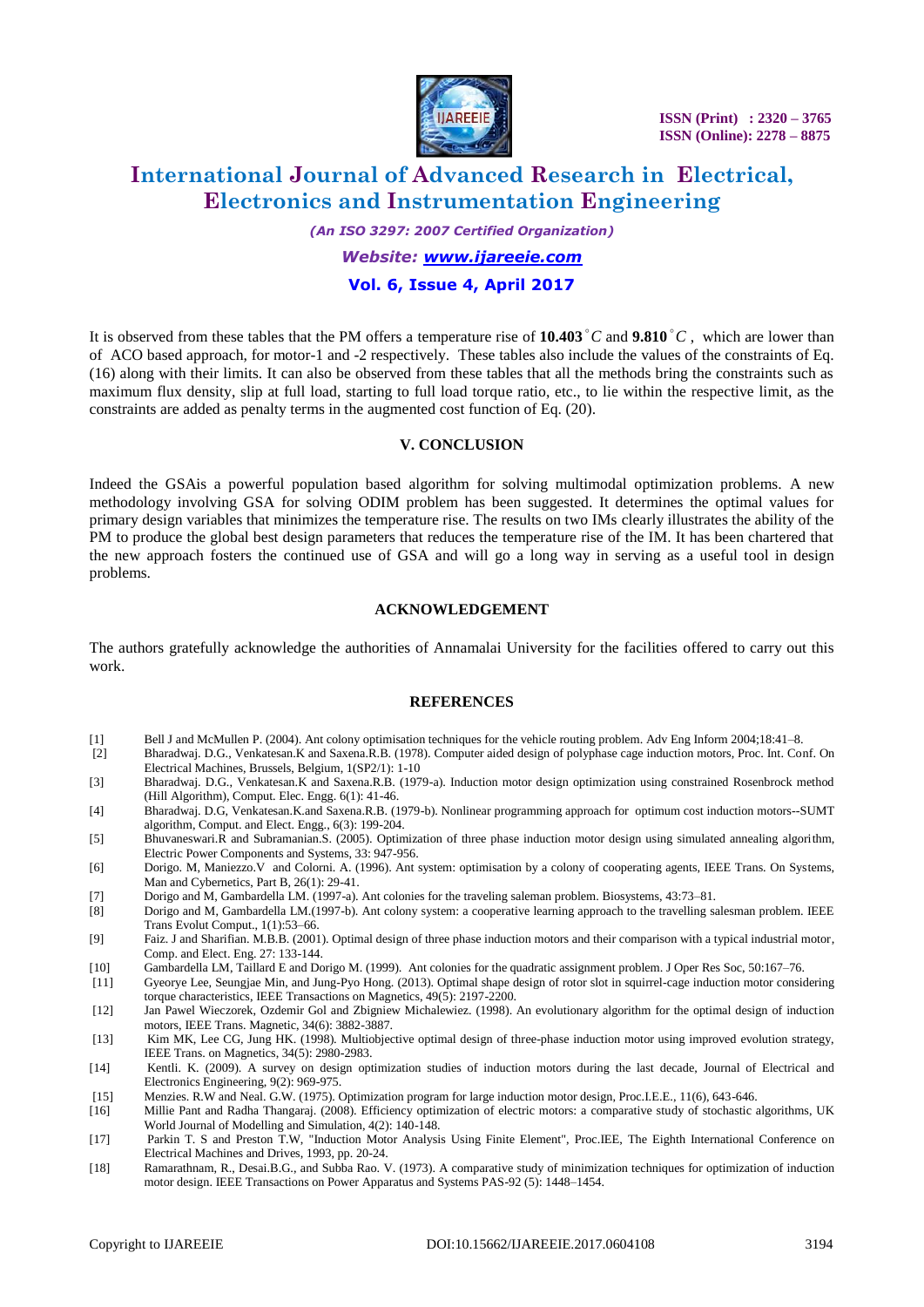It is observed from these tables that the PM offers a temperature rise of **10.403** $^\circ C$ and **9.810** $^\circ C$ , which are lower than of ACO based approach, for motor-1 and -2 respectively. These tables also include the values of the constraints of Eq. (16) along with their limits. It can also be observed from these tables that all the methods bring the constraints such as maximum flux density, slip at full load, starting to full load torque ratio, etc., to lie within the respective limit, as the constraints are added as penalty terms in the augmented cost function of Eq. (20).

## V. CONCLUSION

Indeed the GSAis a powerful population based algorithm for solving multimodal optimization problems. A new methodology involving GSA for solving ODIM problem has been suggested. It determines the optimal values for primary design variables that minimizes the temperature rise. The results on two IMs clearly illustrates the ability of the PM to produce the global best design parameters that reduces the temperature rise of the IM. It has been chartered that the new approach fosters the continued use of GSA and will go a long way in serving as a useful tool in design problems.

## ACKNOWLEDGEMENT

The authors gratefully acknowledge the authorities of Annamalai University for the facilities offered to carry out this work.

## REFERENCES

[1] Bell J and McMullen P. (2004). Ant colony optimisation techniques for the vehicle routing problem. Adv Eng Inform 2004;18:41–8.

[2] Bharadwaj. D.G., Venkatesan.K and Saxena.R.B. (1978). Computer aided design of polyphase cage induction motors, Proc. Int. Conf. On Electrical Machines, Brussels, Belgium, 1(SP2/1): 1-10

[3] Bharadwaj. D.G., Venkatesan.K and Saxena.R.B. (1979-a). Induction motor design optimization using constrained Rosenbrock method (Hill Algorithm), Comput. Elec. Engg. 6(1): 41-46.

[4] Bharadwaj. D.G, Venkatesan.K.and Saxena.R.B. (1979-b). Nonlinear programming approach for optimum cost induction motors--SUMT algorithm, Comput. and Elect. Engg., 6(3): 199-204.

[5] Bhuvaneswari.R and Subramanian.S. (2005). Optimization of three phase induction motor design using simulated annealing algorithm, Electric Power Components and Systems, 33: 947-956.

[6] Dorigo. M, Maniezzo.V and Colorni. A. (1996). Ant system: optimisation by a colony of cooperating agents, IEEE Trans. On Systems, Man and Cybernetics, Part B, 26(1): 29-41.

[7] Dorigo and M, Gambardella LM. (1997-a). Ant colonies for the traveling saleman problem. Biosystems, 43:73–81.

[8] Dorigo and M, Gambardella LM.(1997-b). Ant colony system: a cooperative learning approach to the travelling salesman problem. IEEE Trans Evolut Comput., 1(1):53–66.

[9] Faiz. J and Sharifian. M.B.B. (2001). Optimal design of three phase induction motors and their comparison with a typical industrial motor, Comp. and Elect. Eng. 27: 133-144.

[10] Gambardella LM, Taillard E and Dorigo M. (1999). Ant colonies for the quadratic assignment problem. J Oper Res Soc, 50:167–76.

[11] Gyeorye Lee, Seungjae Min, and Jung-Pyo Hong. (2013). Optimal shape design of rotor slot in squirrel-cage induction motor considering torque characteristics, IEEE Transactions on Magnetics, 49(5): 2197-2200.

[12] Jan Pawel Wieczorek, Ozdemir Gol and Zbigniew Michalewiez. (1998). An evolutionary algorithm for the optimal design of induction motors, IEEE Trans. Magnetic, 34(6): 3882-3887.

[13] Kim MK, Lee CG, Jung HK. (1998). Multiobjective optimal design of three-phase induction motor using improved evolution strategy, IEEE Trans. on Magnetics, 34(5): 2980-2983.

[14] Kentli. K. (2009). A survey on design optimization studies of induction motors during the last decade, Journal of Electrical and Electronics Engineering, 9(2): 969-975.

[15] Menzies. R.W and Neal. G.W. (1975). Optimization program for large induction motor design, Proc.I.E.E., 11(6), 643-646.

[16] Millie Pant and Radha Thangaraj. (2008). Efficiency optimization of electric motors: a comparative study of stochastic algorithms, UK World Journal of Modelling and Simulation, 4(2): 140-148.

[17] Parkin T. S and Preston T.W, "Induction Motor Analysis Using Finite Element", Proc.IEE, The Eighth International Conference on Electrical Machines and Drives, 1993, pp. 20-24.

[18] Ramarathnam, R., Desai.B.G., and Subba Rao. V. (1973). A comparative study of minimization techniques for optimization of induction motor design. IEEE Transactions on Power Apparatus and Systems PAS-92 (5): 1448–1454.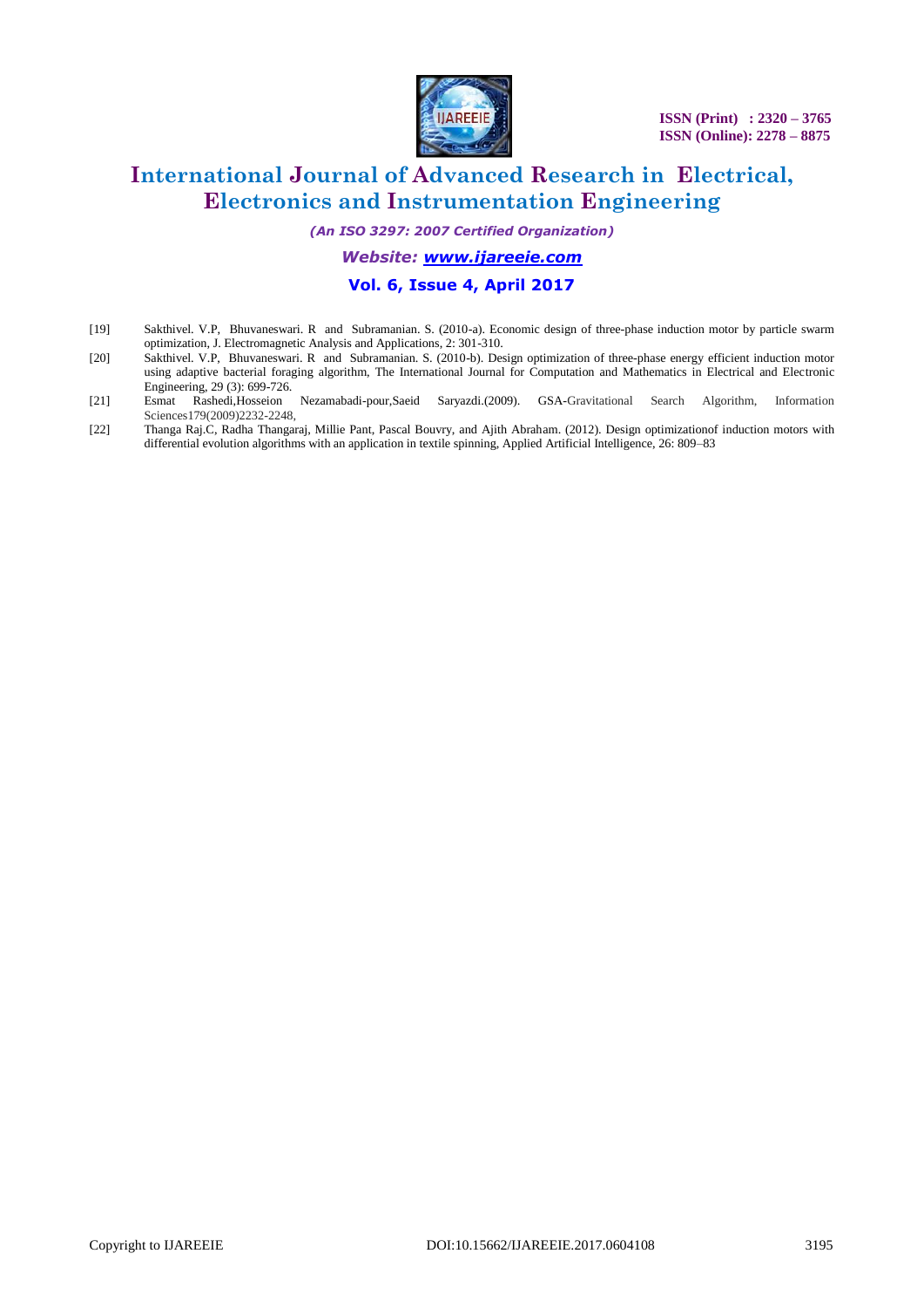[19] Sakthivel. V.P, Bhuvaneswari. R and Subramanian. S. (2010-a). Economic design of three-phase induction motor by particle swarm optimization, J. Electromagnetic Analysis and Applications, 2: 301-310.

[20] Sakthivel. V.P, Bhuvaneswari. R and Subramanian. S. (2010-b). Design optimization of three-phase energy efficient induction motor using adaptive bacterial foraging algorithm, The International Journal for Computation and Mathematics in Electrical and Electronic Engineering, 29 (3): 699-726.

[21] Esmat Rashedi,Hosseion Nezamabadi-pour,Saeid Saryazdi.(2009). GSA-Gravitational Search Algorithm, Information Sciences179(2009)2232-2248,

[22] Thanga Raj.C, Radha Thangaraj, Millie Pant, Pascal Bouvry, and Ajith Abraham. (2012). Design optimizationof induction motors with differential evolution algorithms with an application in textile spinning, Applied Artificial Intelligence, 26: 809–83